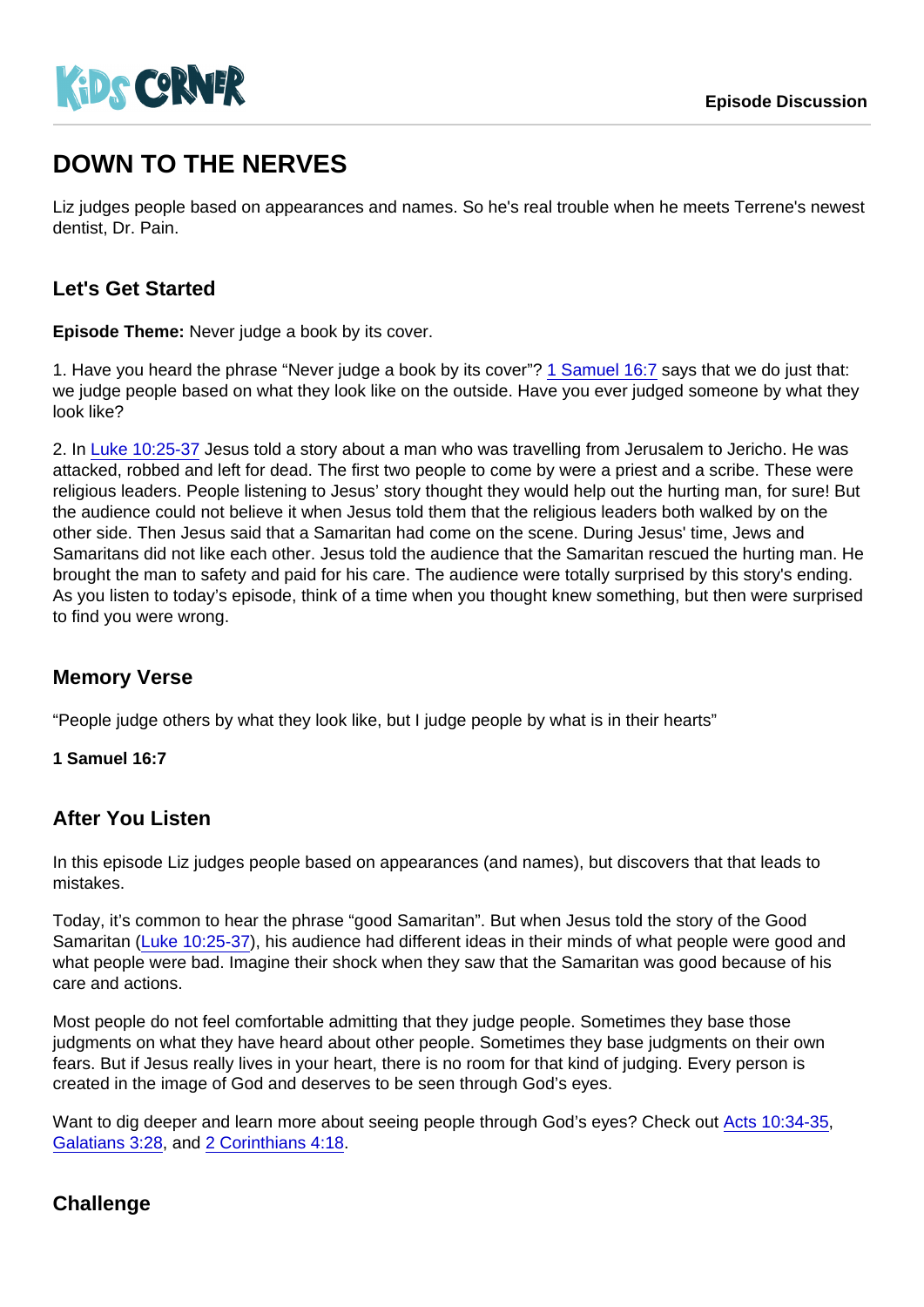Kids Corner

Episode Discussion

# DOWN TO THE NERVES

Liz judges people based on appearances and names. So he's real trouble when he meets Terrene's newest dentist, Dr. Pain.

## Let's Get Started

**Episode Theme:** Never judge a book by its cover.

1. Have you heard the phrase "Never judge a book by its cover"? 1 Samuel 16:7 says that we do just that: we judge people based on what they look like on the outside. Have you ever judged someone by what they look like?

2. In Luke 10:25-37 Jesus told a story about a man who was travelling from Jerusalem to Jericho. He was attacked, robbed and left for dead. The first two people to come by were a priest and a scribe. These were religious leaders. People listening to Jesus' story thought they would help out the hurting man, for sure! But the audience could not believe it when Jesus told them that the religious leaders both walked by on the other side. Then Jesus said that a Samaritan had come on the scene. During Jesus' time, Jews and Samaritans did not like each other. Jesus told the audience that the Samaritan rescued the hurting man. He brought the man to safety and paid for his care. The audience were totally surprised by this story's ending. As you listen to today's episode, think of a time when you thought knew something, but then were surprised to find you were wrong.

## Memory Verse

"People judge others by what they look like, but I judge people by what is in their hearts"

**1 Samuel 16:7**

## After You Listen

In this episode Liz judges people based on appearances (and names), but discovers that that leads to mistakes.

Today, it's common to hear the phrase "good Samaritan". But when Jesus told the story of the Good Samaritan (Luke 10:25-37), his audience had different ideas in their minds of what people were good and what people were bad. Imagine their shock when they saw that the Samaritan was good because of his care and actions.

Most people do not feel comfortable admitting that they judge people. Sometimes they base those judgments on what they have heard about other people. Sometimes they base judgments on their own fears. But if Jesus really lives in your heart, there is no room for that kind of judging. Every person is created in the image of God and deserves to be seen through God's eyes.

Want to dig deeper and learn more about seeing people through God's eyes? Check out Acts 10:34-35, Galatians 3:28, and 2 Corinthians 4:18.

## Challenge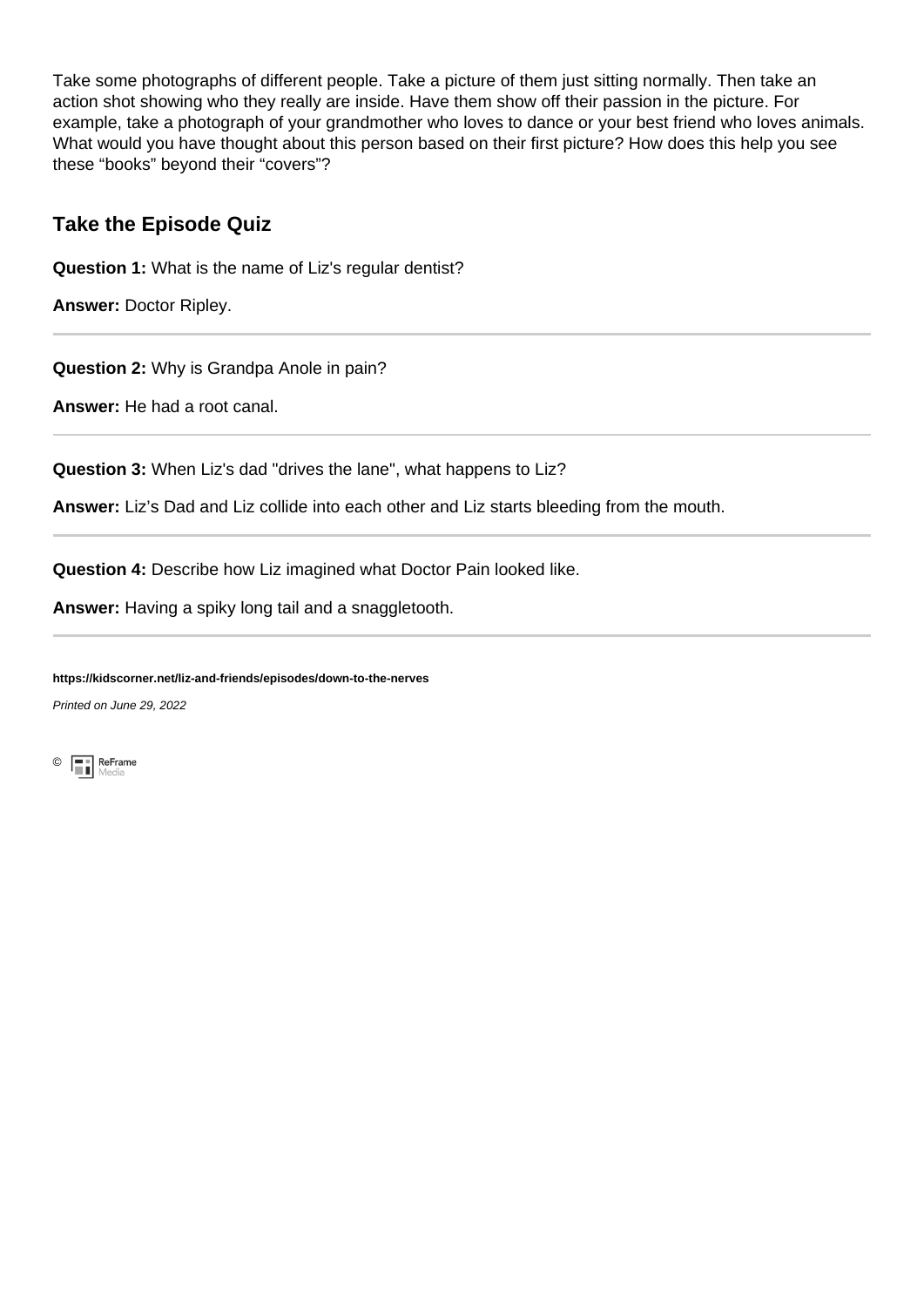Take some photographs of different people. Take a picture of them just sitting normally. Then take an action shot showing who they really are inside. Have them show off their passion in the picture. For example, take a photograph of your grandmother who loves to dance or your best friend who loves animals. What would you have thought about this person based on their first picture? How does this help you see these “books” beyond their “covers”?

## Take the Episode Quiz

**Question 1:** What is the name of Liz's regular dentist?

**Answer:** Doctor Ripley.

---

**Question 2:** Why is Grandpa Anole in pain?

**Answer:** He had a root canal.

---

**Question 3:** When Liz's dad "drives the lane", what happens to Liz?

**Answer:** Liz’s Dad and Liz collide into each other and Liz starts bleeding from the mouth.

---

**Question 4:** Describe how Liz imagined what Doctor Pain looked like.

**Answer:** Having a spiky long tail and a snaggletooth.

---

**https://kidscorner.net/liz-and-friends/episodes/down-to-the-nerves**

*Printed on June 29, 2022*

© ReFrame Media